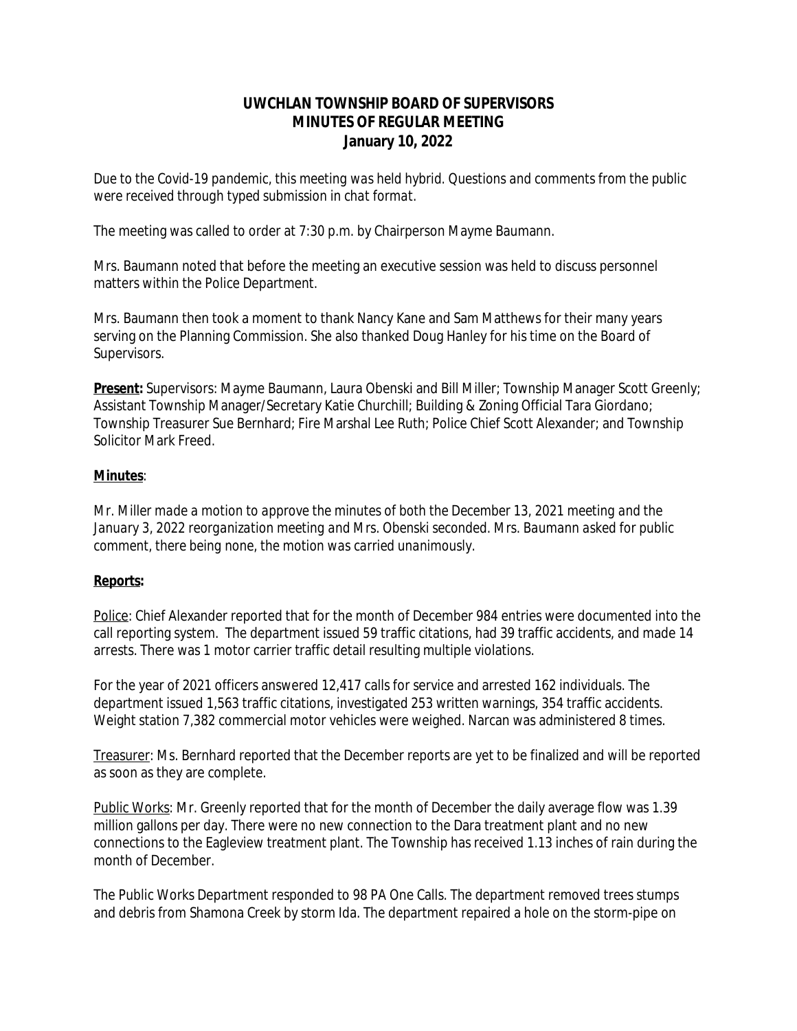# UWCHLAN TOWNSHIP BOARD OF SUPERVISORS
## MINUTES OF REGULAR MEETING
### January 10, 2022

*Due to the Covid-19 pandemic, this meeting was held hybrid. Questions and comments from the public were received through typed submission in chat format.*

The meeting was called to order at 7:30 p.m. by Chairperson Mayme Baumann.

Mrs. Baumann noted that before the meeting an executive session was held to discuss personnel matters within the Police Department.

Mrs. Baumann then took a moment to thank Nancy Kane and Sam Matthews for their many years serving on the Planning Commission. She also thanked Doug Hanley for his time on the Board of Supervisors.

**<u>Present</u>:** Supervisors: Mayme Baumann, Laura Obenski and Bill Miller; Township Manager Scott Greenly; Assistant Township Manager/Secretary Katie Churchill; Building & Zoning Official Tara Giordano; Township Treasurer Sue Bernhard; Fire Marshal Lee Ruth; Police Chief Scott Alexander; and Township Solicitor Mark Freed.

**<u>Minutes</u>**:

*Mr. Miller made a motion to approve the minutes of both the December 13, 2021 meeting and the January 3, 2022 reorganization meeting and Mrs. Obenski seconded. Mrs. Baumann asked for public comment, there being none, the motion was carried unanimously.*

**<u>Reports</u>:**

<u>Police</u>: Chief Alexander reported that for the month of December 984 entries were documented into the call reporting system. The department issued 59 traffic citations, had 39 traffic accidents, and made 14 arrests. There was 1 motor carrier traffic detail resulting multiple violations.

For the year of 2021 officers answered 12,417 calls for service and arrested 162 individuals. The department issued 1,563 traffic citations, investigated 253 written warnings, 354 traffic accidents. Weight station 7,382 commercial motor vehicles were weighed. Narcan was administered 8 times.

<u>Treasurer</u>: Ms. Bernhard reported that the December reports are yet to be finalized and will be reported as soon as they are complete.

<u>Public Works</u>: Mr. Greenly reported that for the month of December the daily average flow was 1.39 million gallons per day. There were no new connection to the Dara treatment plant and no new connections to the Eagleview treatment plant. The Township has received 1.13 inches of rain during the month of December.

The Public Works Department responded to 98 PA One Calls. The department removed trees stumps and debris from Shamona Creek by storm Ida. The department repaired a hole on the storm-pipe on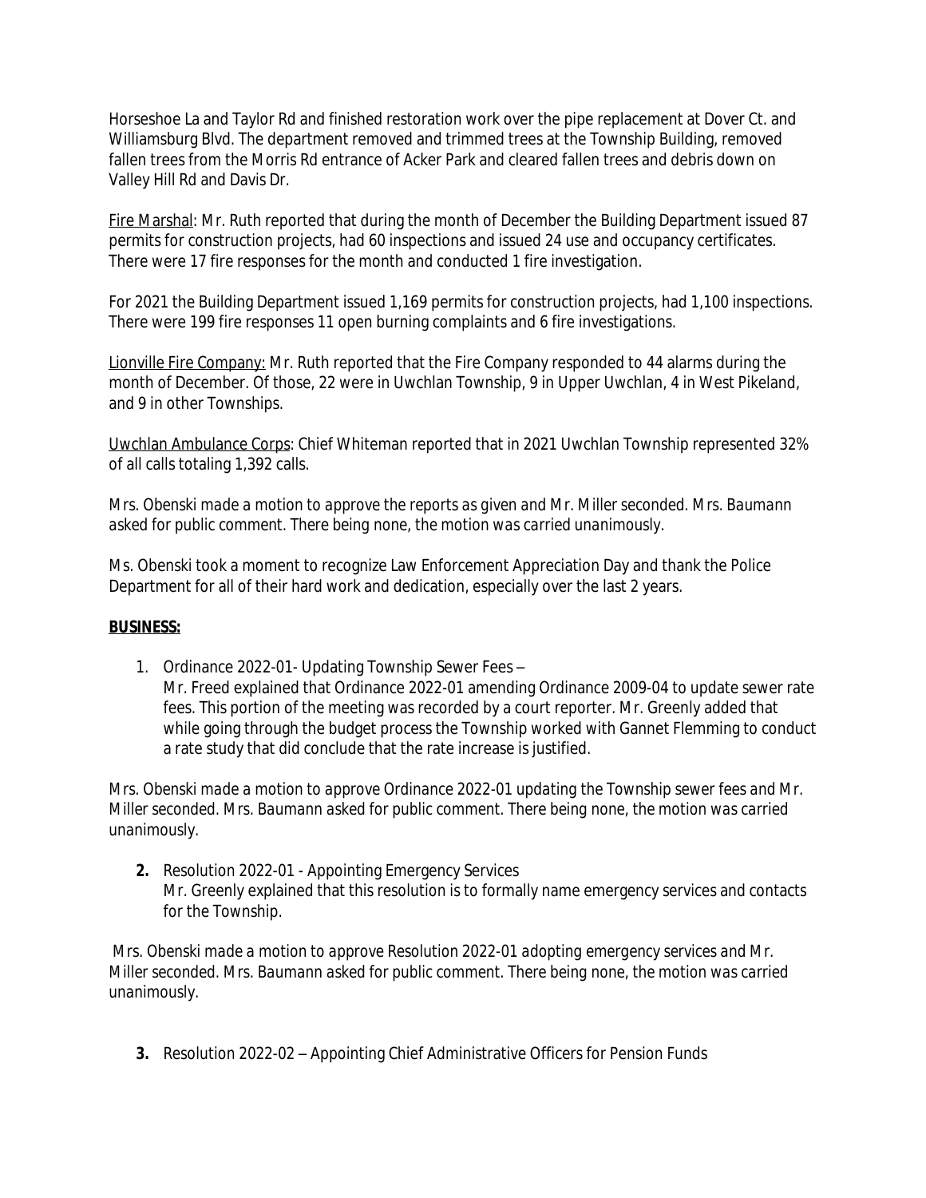Horseshoe La and Taylor Rd and finished restoration work over the pipe replacement at Dover Ct. and Williamsburg Blvd. The department removed and trimmed trees at the Township Building, removed fallen trees from the Morris Rd entrance of Acker Park and cleared fallen trees and debris down on Valley Hill Rd and Davis Dr.

Fire Marshal: Mr. Ruth reported that during the month of December the Building Department issued 87 permits for construction projects, had 60 inspections and issued 24 use and occupancy certificates. There were 17 fire responses for the month and conducted 1 fire investigation.

For 2021 the Building Department issued 1,169 permits for construction projects, had 1,100 inspections. There were 199 fire responses 11 open burning complaints and 6 fire investigations.

Lionville Fire Company: Mr. Ruth reported that the Fire Company responded to 44 alarms during the month of December. Of those, 22 were in Uwchlan Township, 9 in Upper Uwchlan, 4 in West Pikeland, and 9 in other Townships.

Uwchlan Ambulance Corps: Chief Whiteman reported that in 2021 Uwchlan Township represented 32% of all calls totaling 1,392 calls.

*Mrs. Obenski made a motion to approve the reports as given and Mr. Miller seconded. Mrs. Baumann asked for public comment. There being none, the motion was carried unanimously.*

Ms. Obenski took a moment to recognize Law Enforcement Appreciation Day and thank the Police Department for all of their hard work and dedication, especially over the last 2 years.

**BUSINESS:**

1. Ordinance 2022-01- Updating Township Sewer Fees –
   Mr. Freed explained that Ordinance 2022-01 amending Ordinance 2009-04 to update sewer rate fees. This portion of the meeting was recorded by a court reporter. Mr. Greenly added that while going through the budget process the Township worked with Gannet Flemming to conduct a rate study that did conclude that the rate increase is justified.

*Mrs. Obenski made a motion to approve Ordinance 2022-01 updating the Township sewer fees and Mr. Miller seconded. Mrs. Baumann asked for public comment. There being none, the motion was carried unanimously.*

2. Resolution 2022-01 - Appointing Emergency Services
   Mr. Greenly explained that this resolution is to formally name emergency services and contacts for the Township.

*Mrs. Obenski made a motion to approve Resolution 2022-01 adopting emergency services and Mr. Miller seconded. Mrs. Baumann asked for public comment. There being none, the motion was carried unanimously.*

3. Resolution 2022-02 – Appointing Chief Administrative Officers for Pension Funds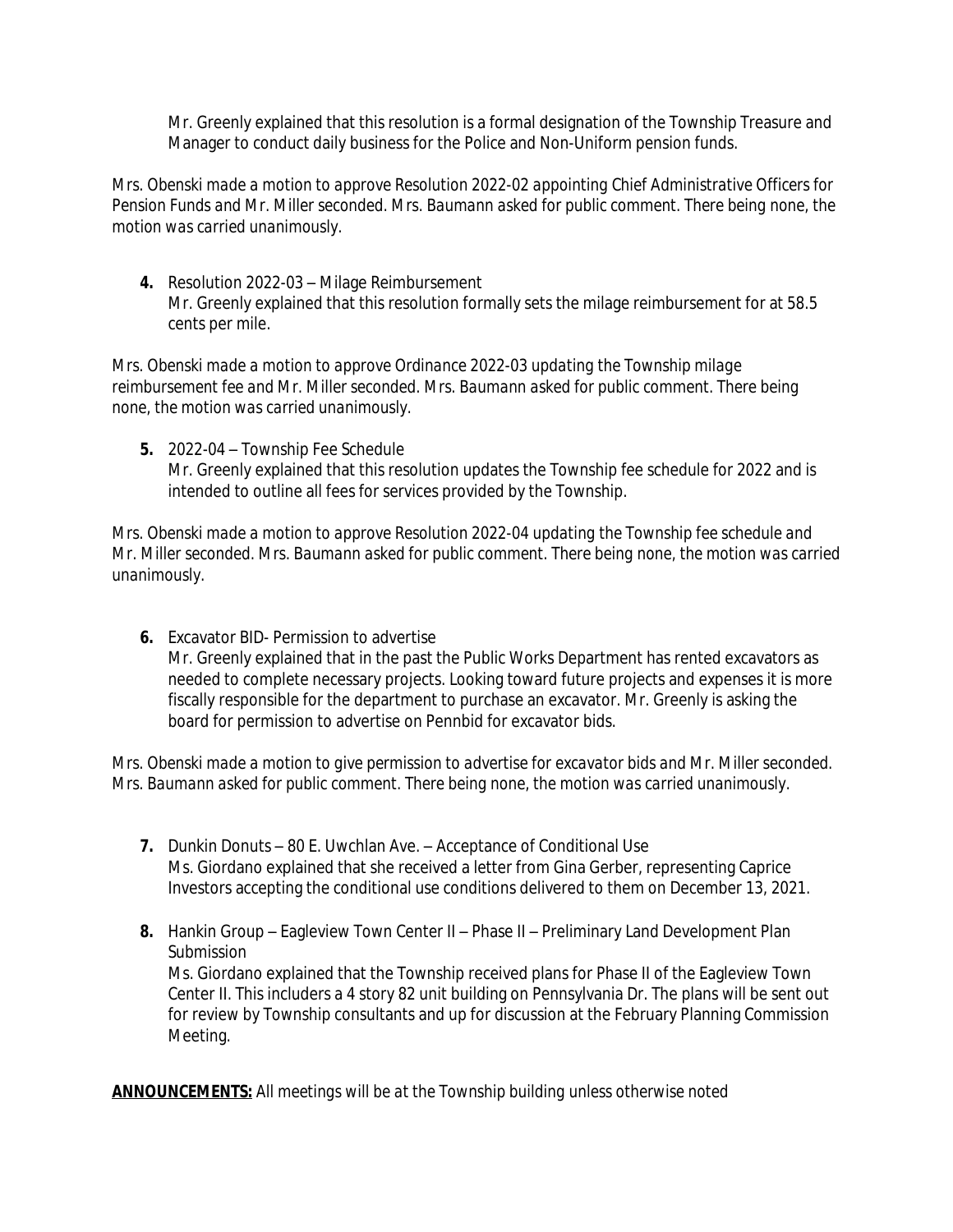Mr. Greenly explained that this resolution is a formal designation of the Township Treasure and Manager to conduct daily business for the Police and Non-Uniform pension funds.

*Mrs. Obenski made a motion to approve Resolution 2022-02 appointing Chief Administrative Officers for Pension Funds and Mr. Miller seconded. Mrs. Baumann asked for public comment. There being none, the motion was carried unanimously.*

4. Resolution 2022-03 – Milage Reimbursement
   Mr. Greenly explained that this resolution formally sets the milage reimbursement for at 58.5 cents per mile.

*Mrs. Obenski made a motion to approve Ordinance 2022-03 updating the Township milage reimbursement fee and Mr. Miller seconded. Mrs. Baumann asked for public comment. There being none, the motion was carried unanimously.*

5. 2022-04 – Township Fee Schedule
   Mr. Greenly explained that this resolution updates the Township fee schedule for 2022 and is intended to outline all fees for services provided by the Township.

*Mrs. Obenski made a motion to approve Resolution 2022-04 updating the Township fee schedule and Mr. Miller seconded. Mrs. Baumann asked for public comment. There being none, the motion was carried unanimously.*

6. Excavator BID- Permission to advertise
   Mr. Greenly explained that in the past the Public Works Department has rented excavators as needed to complete necessary projects. Looking toward future projects and expenses it is more fiscally responsible for the department to purchase an excavator. Mr. Greenly is asking the board for permission to advertise on Pennbid for excavator bids.

*Mrs. Obenski made a motion to give permission to advertise for excavator bids and Mr. Miller seconded. Mrs. Baumann asked for public comment. There being none, the motion was carried unanimously.*

7. Dunkin Donuts – 80 E. Uwchlan Ave. – Acceptance of Conditional Use
   Ms. Giordano explained that she received a letter from Gina Gerber, representing Caprice Investors accepting the conditional use conditions delivered to them on December 13, 2021.

8. Hankin Group – Eagleview Town Center II – Phase II – Preliminary Land Development Plan Submission
   Ms. Giordano explained that the Township received plans for Phase II of the Eagleview Town Center II. This includers a 4 story 82 unit building on Pennsylvania Dr. The plans will be sent out for review by Township consultants and up for discussion at the February Planning Commission Meeting.

**ANNOUNCEMENTS:** All meetings will be at the Township building unless otherwise noted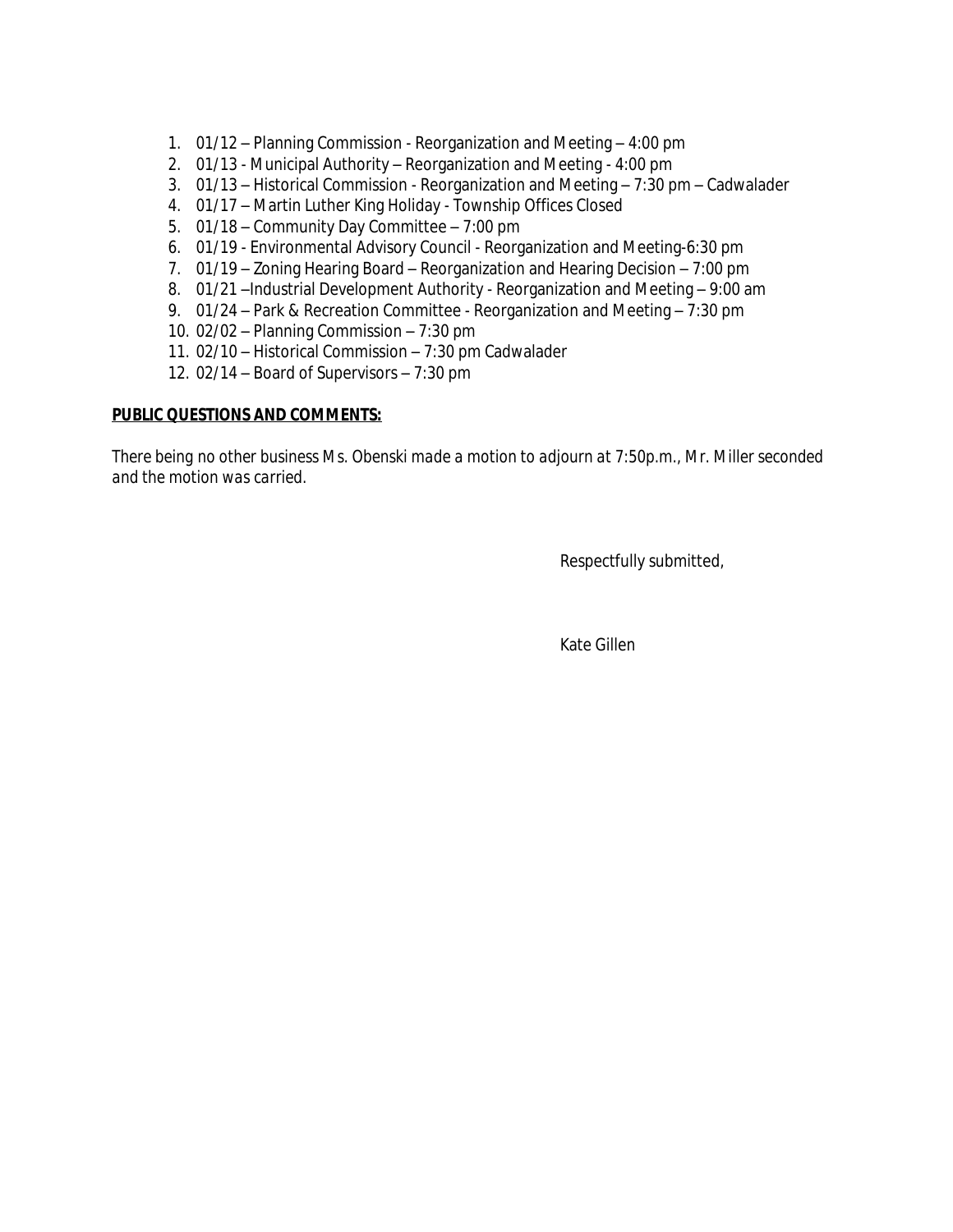1. 01/12 – Planning Commission - Reorganization and Meeting – 4:00 pm
2. 01/13 - Municipal Authority – Reorganization and Meeting - 4:00 pm
3. 01/13 – Historical Commission - Reorganization and Meeting – 7:30 pm – Cadwalader
4. 01/17 – Martin Luther King Holiday - Township Offices Closed
5. 01/18 – Community Day Committee – 7:00 pm
6. 01/19 - Environmental Advisory Council - Reorganization and Meeting-6:30 pm
7. 01/19 – Zoning Hearing Board – Reorganization and Hearing Decision – 7:00 pm
8. 01/21 –Industrial Development Authority - Reorganization and Meeting – 9:00 am
9. 01/24 – Park & Recreation Committee - Reorganization and Meeting – 7:30 pm
10. 02/02 – Planning Commission – 7:30 pm
11. 02/10 – Historical Commission – 7:30 pm Cadwalader
12. 02/14 – Board of Supervisors – 7:30 pm

**PUBLIC QUESTIONS AND COMMENTS:**

*There being no other business Ms. Obenski made a motion to adjourn at 7:50p.m., Mr. Miller seconded and the motion was carried.*

Respectfully submitted,

Kate Gillen